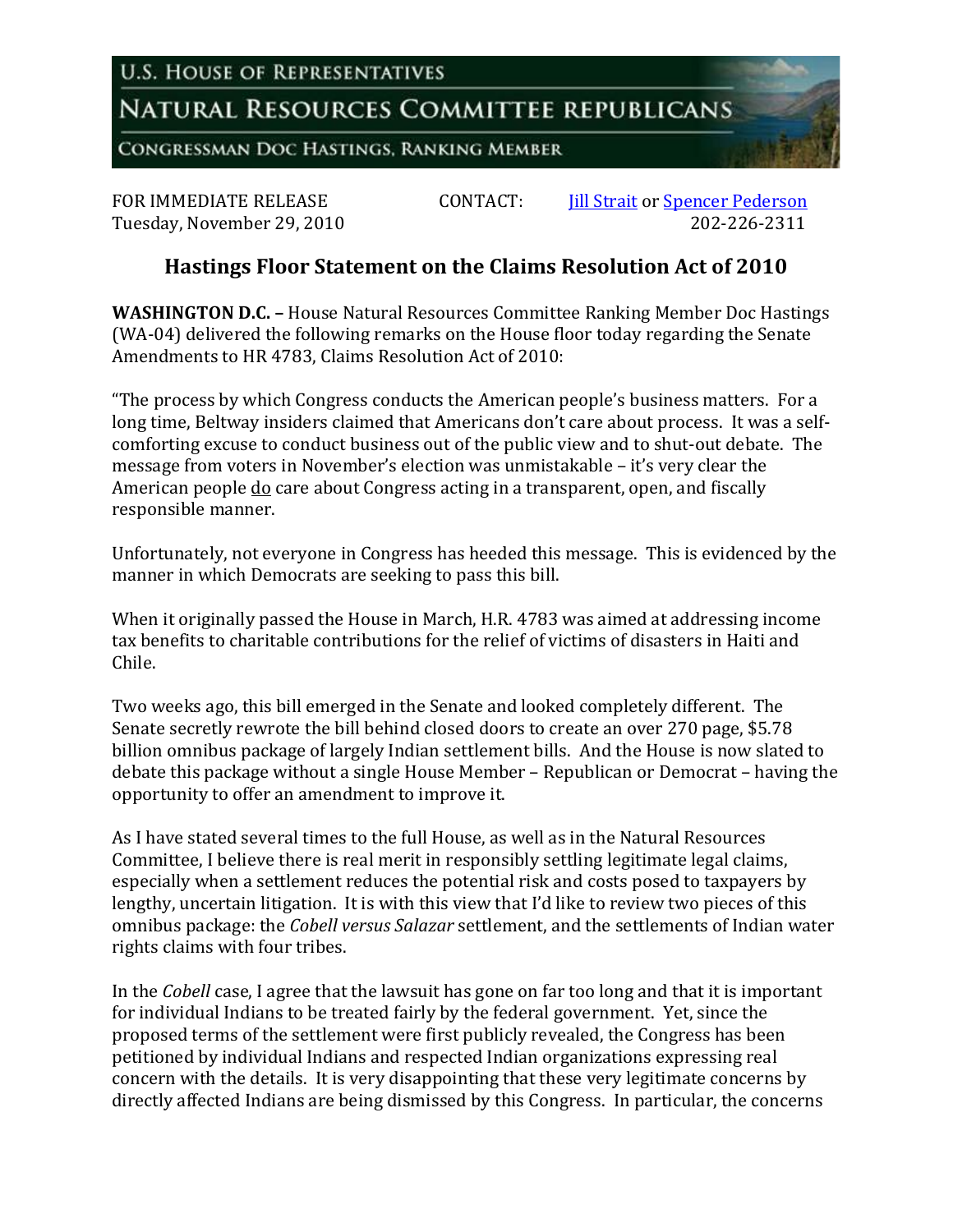U.S. HOUSE OF REPRESENTATIVES

NATURAL RESOURCES COMMITTEE REPUBLICANS

CONGRESSMAN DOC HASTINGS, RANKING MEMBER

FOR IMMEDIATE RELEASE
Tuesday, November 29, 2010

CONTACT: [Jill Strait] or [Spencer Pederson]
202-226-2311

## Hastings Floor Statement on the Claims Resolution Act of 2010

**WASHINGTON D.C. –** House Natural Resources Committee Ranking Member Doc Hastings (WA-04) delivered the following remarks on the House floor today regarding the Senate Amendments to HR 4783, Claims Resolution Act of 2010:

"The process by which Congress conducts the American people's business matters. For a long time, Beltway insiders claimed that Americans don't care about process. It was a self-comforting excuse to conduct business out of the public view and to shut-out debate. The message from voters in November's election was unmistakable – it's very clear the American people do care about Congress acting in a transparent, open, and fiscally responsible manner.

Unfortunately, not everyone in Congress has heeded this message. This is evidenced by the manner in which Democrats are seeking to pass this bill.

When it originally passed the House in March, H.R. 4783 was aimed at addressing income tax benefits to charitable contributions for the relief of victims of disasters in Haiti and Chile.

Two weeks ago, this bill emerged in the Senate and looked completely different. The Senate secretly rewrote the bill behind closed doors to create an over 270 page, $5.78 billion omnibus package of largely Indian settlement bills. And the House is now slated to debate this package without a single House Member – Republican or Democrat – having the opportunity to offer an amendment to improve it.

As I have stated several times to the full House, as well as in the Natural Resources Committee, I believe there is real merit in responsibly settling legitimate legal claims, especially when a settlement reduces the potential risk and costs posed to taxpayers by lengthy, uncertain litigation. It is with this view that I'd like to review two pieces of this omnibus package: the *Cobell versus Salazar* settlement, and the settlements of Indian water rights claims with four tribes.

In the *Cobell* case, I agree that the lawsuit has gone on far too long and that it is important for individual Indians to be treated fairly by the federal government. Yet, since the proposed terms of the settlement were first publicly revealed, the Congress has been petitioned by individual Indians and respected Indian organizations expressing real concern with the details. It is very disappointing that these very legitimate concerns by directly affected Indians are being dismissed by this Congress. In particular, the concerns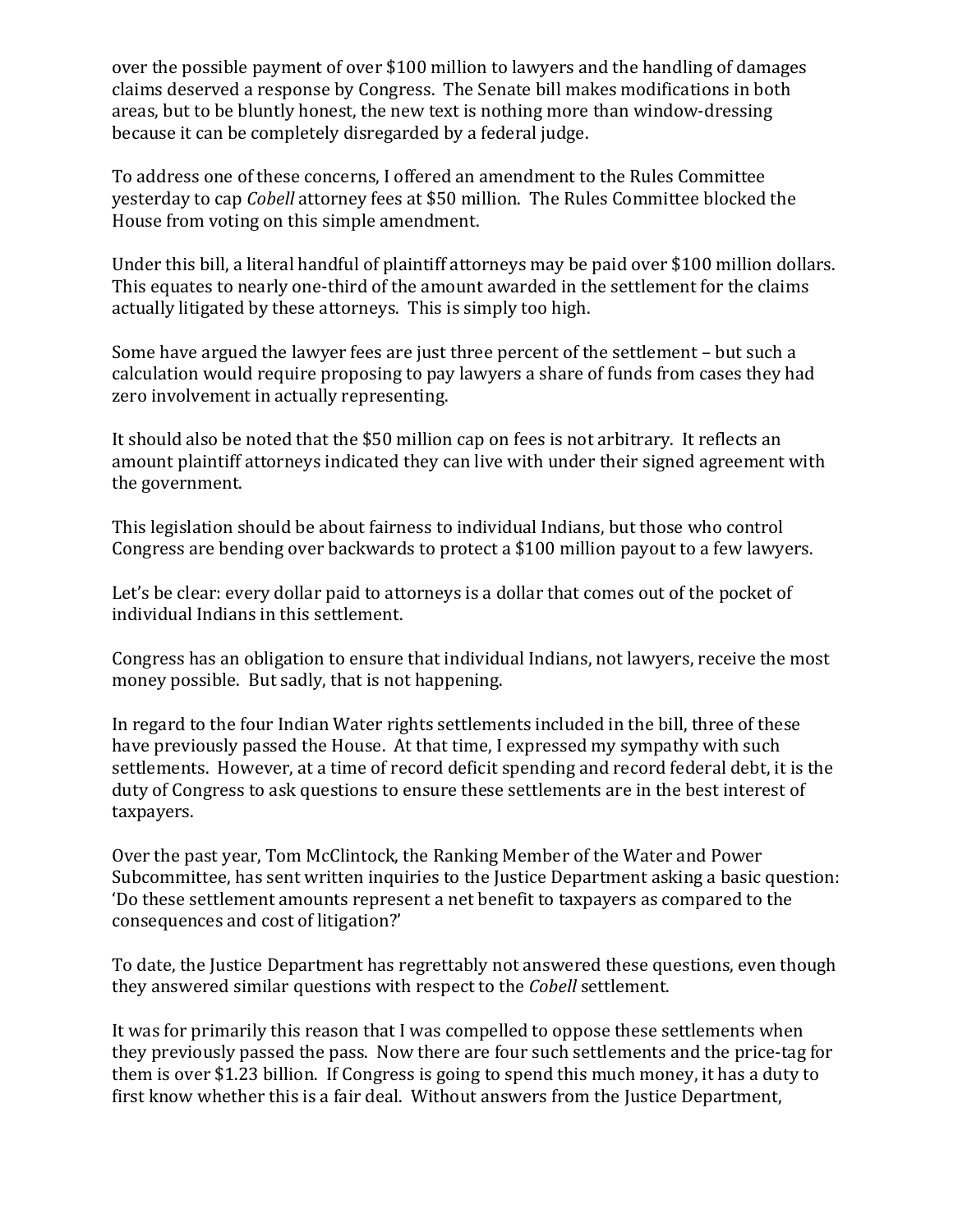over the possible payment of over $100 million to lawyers and the handling of damages claims deserved a response by Congress. The Senate bill makes modifications in both areas, but to be bluntly honest, the new text is nothing more than window-dressing because it can be completely disregarded by a federal judge.

To address one of these concerns, I offered an amendment to the Rules Committee yesterday to cap *Cobell* attorney fees at $50 million. The Rules Committee blocked the House from voting on this simple amendment.

Under this bill, a literal handful of plaintiff attorneys may be paid over $100 million dollars. This equates to nearly one-third of the amount awarded in the settlement for the claims actually litigated by these attorneys. This is simply too high.

Some have argued the lawyer fees are just three percent of the settlement – but such a calculation would require proposing to pay lawyers a share of funds from cases they had zero involvement in actually representing.

It should also be noted that the $50 million cap on fees is not arbitrary. It reflects an amount plaintiff attorneys indicated they can live with under their signed agreement with the government.

This legislation should be about fairness to individual Indians, but those who control Congress are bending over backwards to protect a $100 million payout to a few lawyers.

Let's be clear: every dollar paid to attorneys is a dollar that comes out of the pocket of individual Indians in this settlement.

Congress has an obligation to ensure that individual Indians, not lawyers, receive the most money possible. But sadly, that is not happening.

In regard to the four Indian Water rights settlements included in the bill, three of these have previously passed the House. At that time, I expressed my sympathy with such settlements. However, at a time of record deficit spending and record federal debt, it is the duty of Congress to ask questions to ensure these settlements are in the best interest of taxpayers.

Over the past year, Tom McClintock, the Ranking Member of the Water and Power Subcommittee, has sent written inquiries to the Justice Department asking a basic question: 'Do these settlement amounts represent a net benefit to taxpayers as compared to the consequences and cost of litigation?'

To date, the Justice Department has regrettably not answered these questions, even though they answered similar questions with respect to the *Cobell* settlement.

It was for primarily this reason that I was compelled to oppose these settlements when they previously passed the pass. Now there are four such settlements and the price-tag for them is over $1.23 billion. If Congress is going to spend this much money, it has a duty to first know whether this is a fair deal. Without answers from the Justice Department,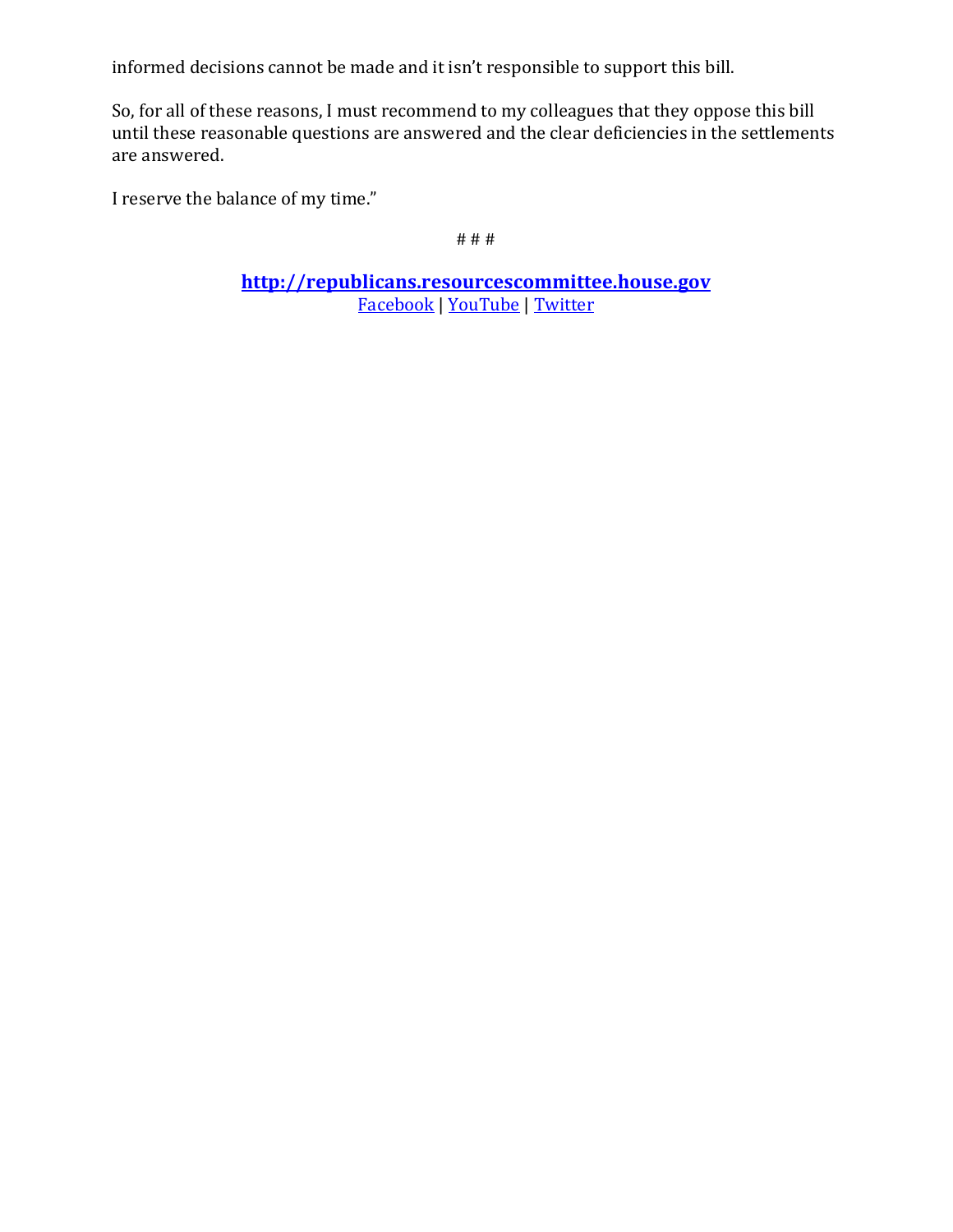informed decisions cannot be made and it isn't responsible to support this bill.

So, for all of these reasons, I must recommend to my colleagues that they oppose this bill until these reasonable questions are answered and the clear deficiencies in the settlements are answered.

I reserve the balance of my time."

# # #

**http://republicans.resourcescommittee.house.gov**
Facebook | YouTube | Twitter